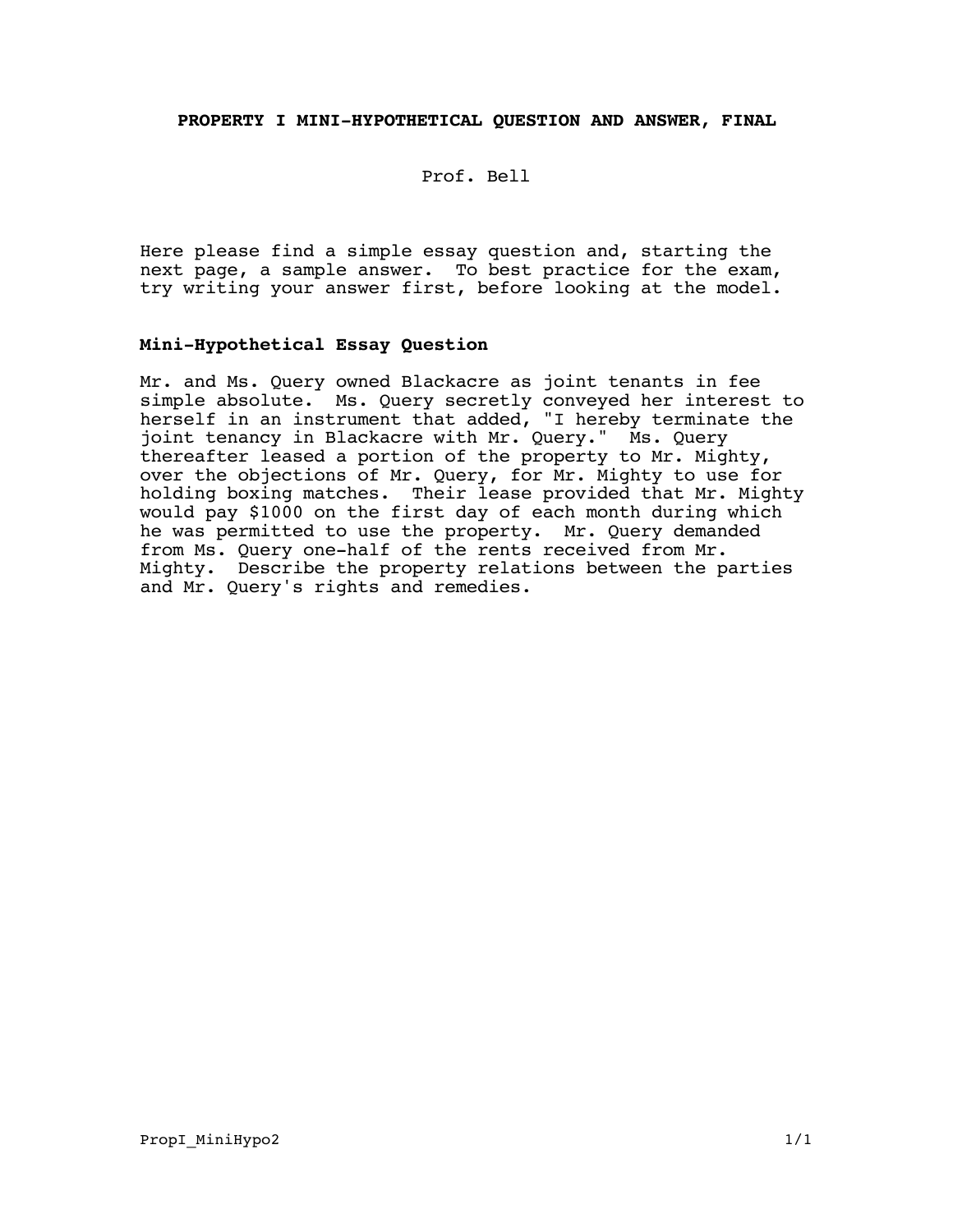# PROPERTY I MINI-HYPOTHETICAL QUESTION AND ANSWER, FINAL

Prof. Bell

Here please find a simple essay question and, starting the next page, a sample answer. To best practice for the exam, try writing your answer first, before looking at the model.

### Mini-Hypothetical Essay Question

Mr. and Ms. Query owned Blackacre as joint tenants in fee simple absolute. Ms. Query secretly conveyed her interest to herself in an instrument that added, "I hereby terminate the joint tenancy in Blackacre with Mr. Query." Ms. Query thereafter leased a portion of the property to Mr. Mighty, over the objections of Mr. Query, for Mr. Mighty to use for holding boxing matches. Their lease provided that Mr. Mighty would pay $1000 on the first day of each month during which he was permitted to use the property. Mr. Query demanded from Ms. Query one-half of the rents received from Mr. Mighty. Describe the property relations between the parties and Mr. Query's rights and remedies.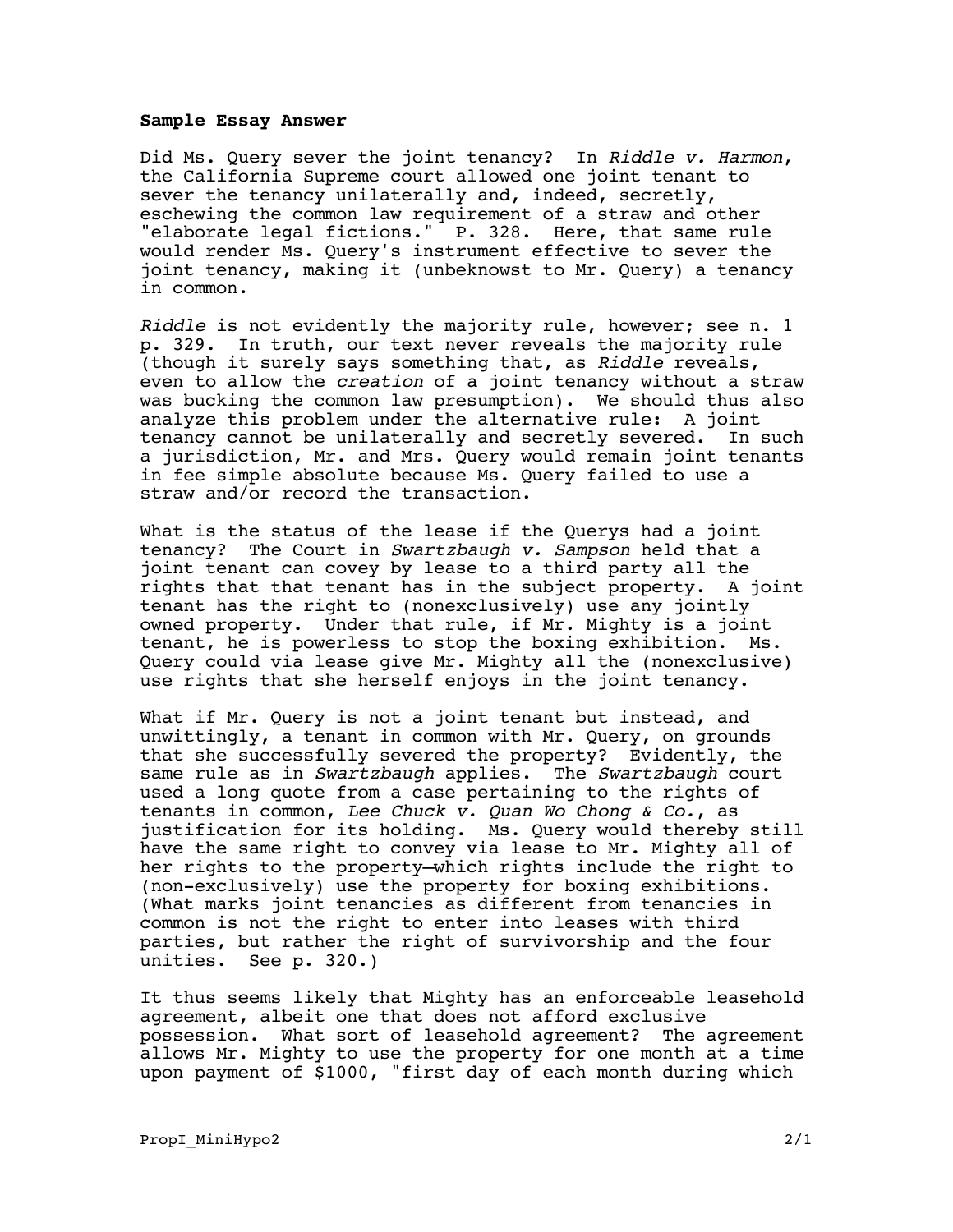**Sample Essay Answer**

Did Ms. Query sever the joint tenancy? In *Riddle v. Harmon*, the California Supreme court allowed one joint tenant to sever the tenancy unilaterally and, indeed, secretly, eschewing the common law requirement of a straw and other "elaborate legal fictions." P. 328. Here, that same rule would render Ms. Query's instrument effective to sever the joint tenancy, making it (unbeknowst to Mr. Query) a tenancy in common.

*Riddle* is not evidently the majority rule, however; see n. 1 p. 329. In truth, our text never reveals the majority rule (though it surely says something that, as *Riddle* reveals, even to allow the *creation* of a joint tenancy without a straw was bucking the common law presumption). We should thus also analyze this problem under the alternative rule: A joint tenancy cannot be unilaterally and secretly severed. In such a jurisdiction, Mr. and Mrs. Query would remain joint tenants in fee simple absolute because Ms. Query failed to use a straw and/or record the transaction.

What is the status of the lease if the Querys had a joint tenancy? The Court in *Swartzbaugh v. Sampson* held that a joint tenant can covey by lease to a third party all the rights that that tenant has in the subject property. A joint tenant has the right to (nonexclusively) use any jointly owned property. Under that rule, if Mr. Mighty is a joint tenant, he is powerless to stop the boxing exhibition. Ms. Query could via lease give Mr. Mighty all the (nonexclusive) use rights that she herself enjoys in the joint tenancy.

What if Mr. Query is not a joint tenant but instead, and unwittingly, a tenant in common with Mr. Query, on grounds that she successfully severed the property? Evidently, the same rule as in *Swartzbaugh* applies. The *Swartzbaugh* court used a long quote from a case pertaining to the rights of tenants in common, *Lee Chuck v. Quan Wo Chong & Co.*, as justification for its holding. Ms. Query would thereby still have the same right to convey via lease to Mr. Mighty all of her rights to the property—which rights include the right to (non-exclusively) use the property for boxing exhibitions. (What marks joint tenancies as different from tenancies in common is not the right to enter into leases with third parties, but rather the right of survivorship and the four unities. See p. 320.)

It thus seems likely that Mighty has an enforceable leasehold agreement, albeit one that does not afford exclusive possession. What sort of leasehold agreement? The agreement allows Mr. Mighty to use the property for one month at a time upon payment of $1000, "first day of each month during which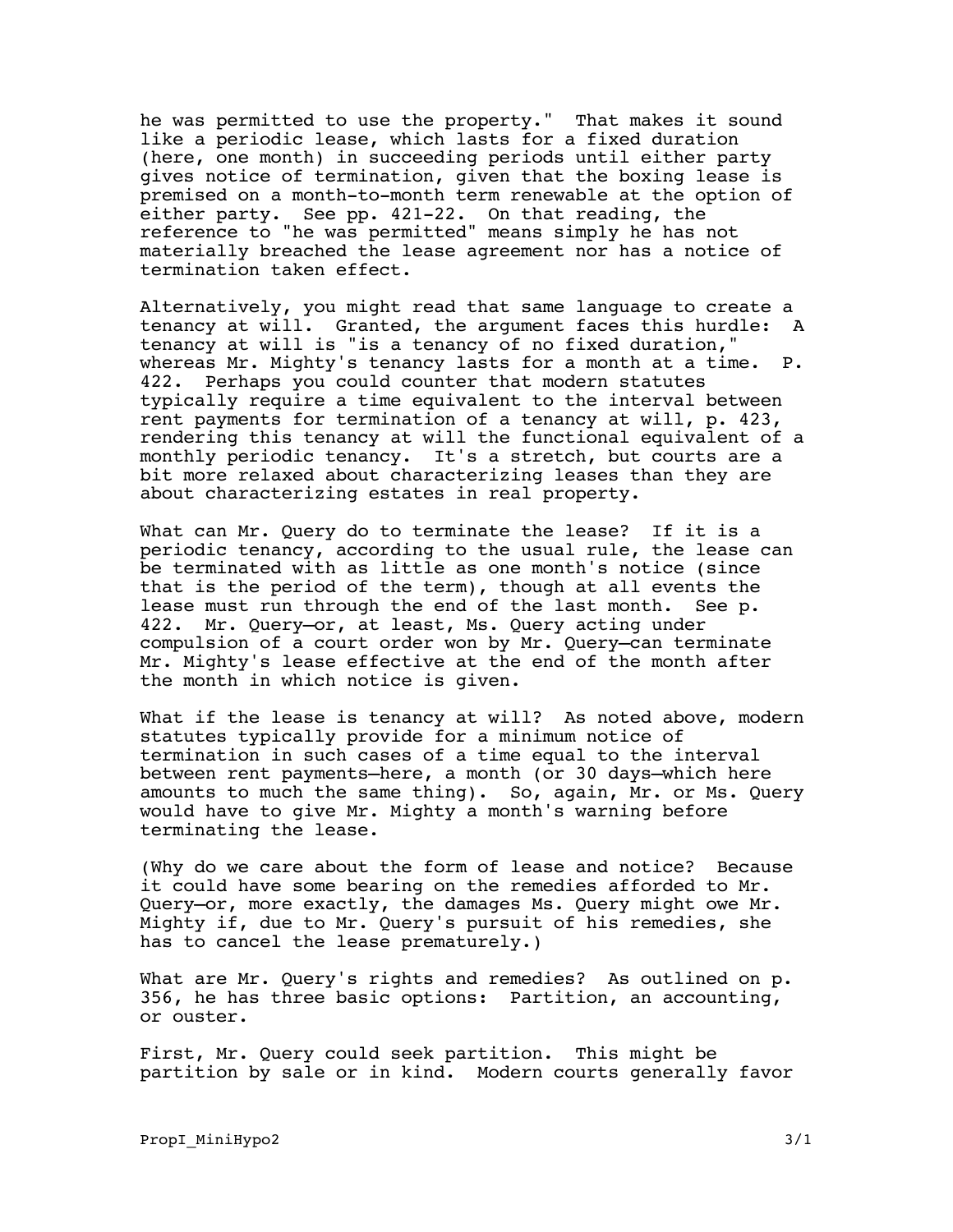he was permitted to use the property." That makes it sound like a periodic lease, which lasts for a fixed duration (here, one month) in succeeding periods until either party gives notice of termination, given that the boxing lease is premised on a month-to-month term renewable at the option of either party. See pp. 421-22. On that reading, the reference to "he was permitted" means simply he has not materially breached the lease agreement nor has a notice of termination taken effect.

Alternatively, you might read that same language to create a tenancy at will. Granted, the argument faces this hurdle: A tenancy at will is "is a tenancy of no fixed duration," whereas Mr. Mighty's tenancy lasts for a month at a time. P. 422. Perhaps you could counter that modern statutes typically require a time equivalent to the interval between rent payments for termination of a tenancy at will, p. 423, rendering this tenancy at will the functional equivalent of a monthly periodic tenancy. It's a stretch, but courts are a bit more relaxed about characterizing leases than they are about characterizing estates in real property.

What can Mr. Query do to terminate the lease? If it is a periodic tenancy, according to the usual rule, the lease can be terminated with as little as one month's notice (since that is the period of the term), though at all events the lease must run through the end of the last month. See p. 422. Mr. Query—or, at least, Ms. Query acting under compulsion of a court order won by Mr. Query—can terminate Mr. Mighty's lease effective at the end of the month after the month in which notice is given.

What if the lease is tenancy at will? As noted above, modern statutes typically provide for a minimum notice of termination in such cases of a time equal to the interval between rent payments—here, a month (or 30 days—which here amounts to much the same thing). So, again, Mr. or Ms. Query would have to give Mr. Mighty a month's warning before terminating the lease.

(Why do we care about the form of lease and notice? Because it could have some bearing on the remedies afforded to Mr. Query—or, more exactly, the damages Ms. Query might owe Mr. Mighty if, due to Mr. Query's pursuit of his remedies, she has to cancel the lease prematurely.)

What are Mr. Query's rights and remedies? As outlined on p. 356, he has three basic options: Partition, an accounting, or ouster.

First, Mr. Query could seek partition. This might be partition by sale or in kind. Modern courts generally favor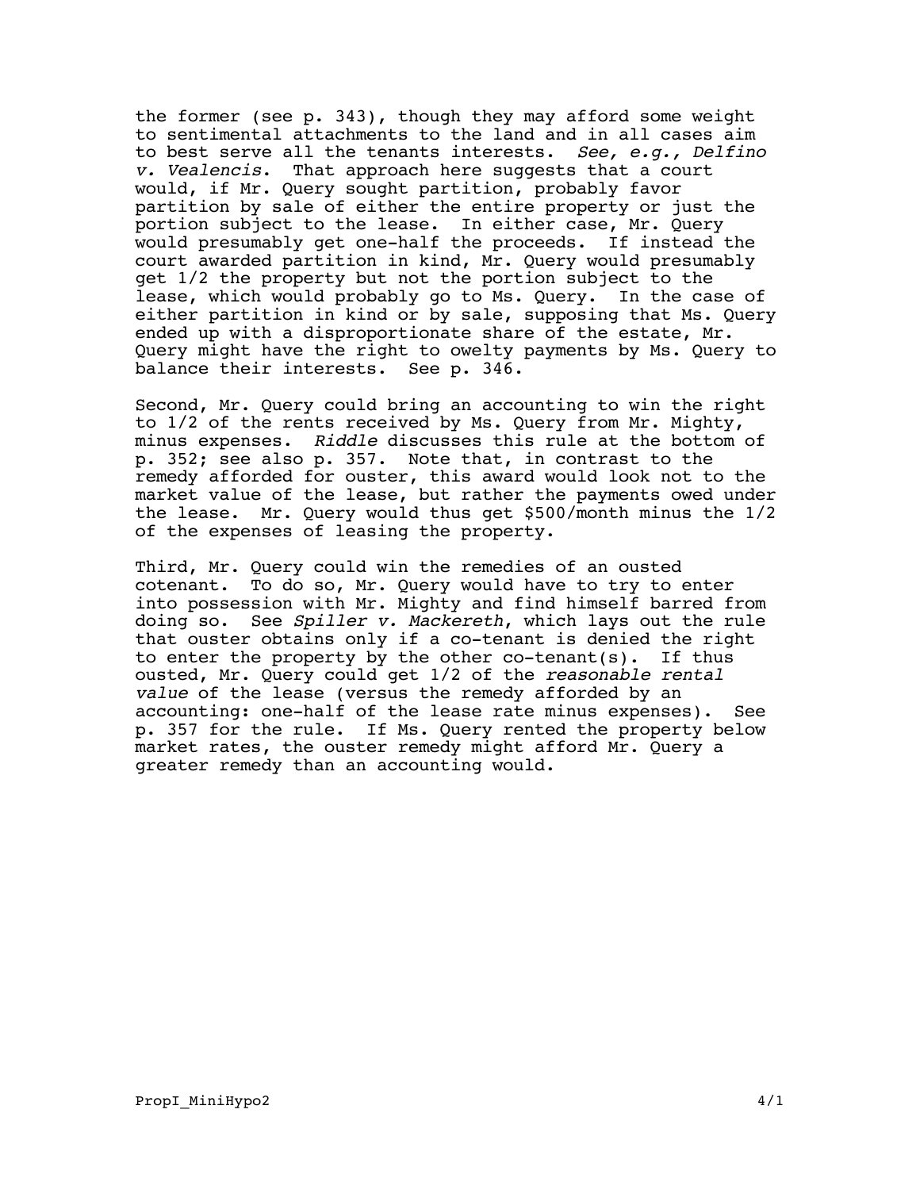the former (see p. 343), though they may afford some weight to sentimental attachments to the land and in all cases aim to best serve all the tenants interests. *See, e.g., Delfino v. Vealencis*. That approach here suggests that a court would, if Mr. Query sought partition, probably favor partition by sale of either the entire property or just the portion subject to the lease. In either case, Mr. Query would presumably get one-half the proceeds. If instead the court awarded partition in kind, Mr. Query would presumably get 1/2 the property but not the portion subject to the lease, which would probably go to Ms. Query. In the case of either partition in kind or by sale, supposing that Ms. Query ended up with a disproportionate share of the estate, Mr. Query might have the right to owelty payments by Ms. Query to balance their interests. See p. 346.

Second, Mr. Query could bring an accounting to win the right to 1/2 of the rents received by Ms. Query from Mr. Mighty, minus expenses. *Riddle* discusses this rule at the bottom of p. 352; see also p. 357. Note that, in contrast to the remedy afforded for ouster, this award would look not to the market value of the lease, but rather the payments owed under the lease. Mr. Query would thus get $500/month minus the 1/2 of the expenses of leasing the property.

Third, Mr. Query could win the remedies of an ousted cotenant. To do so, Mr. Query would have to try to enter into possession with Mr. Mighty and find himself barred from doing so. See *Spiller v. Mackereth*, which lays out the rule that ouster obtains only if a co-tenant is denied the right to enter the property by the other co-tenant(s). If thus ousted, Mr. Query could get 1/2 of the *reasonable rental value* of the lease (versus the remedy afforded by an accounting: one-half of the lease rate minus expenses). See p. 357 for the rule. If Ms. Query rented the property below market rates, the ouster remedy might afford Mr. Query a greater remedy than an accounting would.